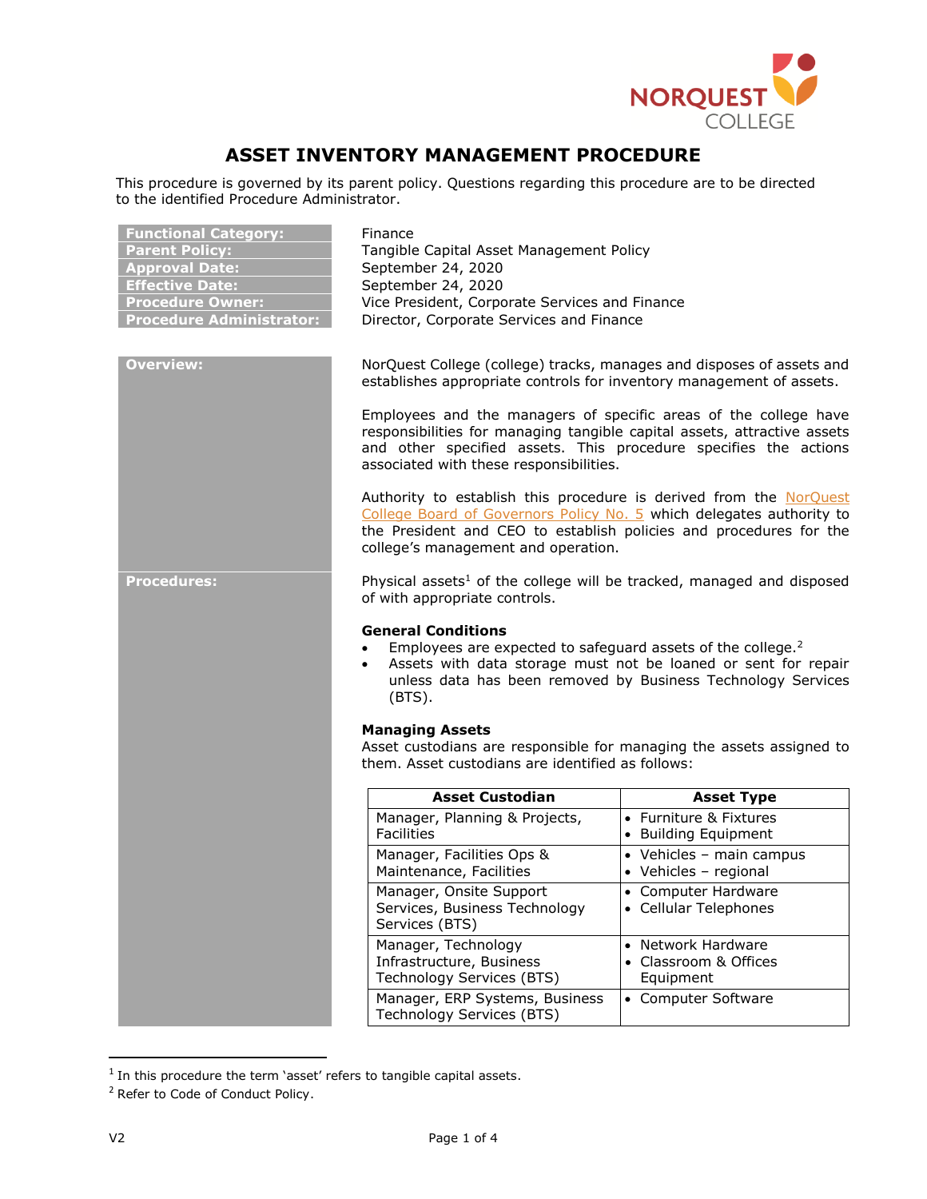# ASSET INVENTORY MANAGEMENT PROCEDURE

This procedure is governed by its parent policy. Questions regarding this procedure are to be directed to the identified Procedure Administrator.

| | |
|---|---|
| **Functional Category:** | Finance |
| **Parent Policy:** | Tangible Capital Asset Management Policy |
| **Approval Date:** | September 24, 2020 |
| **Effective Date:** | September 24, 2020 |
| **Procedure Owner:** | Vice President, Corporate Services and Finance |
| **Procedure Administrator:** | Director, Corporate Services and Finance |

## Overview:

NorQuest College (college) tracks, manages and disposes of assets and establishes appropriate controls for inventory management of assets.

Employees and the managers of specific areas of the college have responsibilities for managing tangible capital assets, attractive assets and other specified assets. This procedure specifies the actions associated with these responsibilities.

Authority to establish this procedure is derived from the NorQuest College Board of Governors Policy No. 5 which delegates authority to the President and CEO to establish policies and procedures for the college's management and operation.

## Procedures:

Physical assets[1] of the college will be tracked, managed and disposed of with appropriate controls.

### General Conditions

- Employees are expected to safeguard assets of the college.[2]
- Assets with data storage must not be loaned or sent for repair unless data has been removed by Business Technology Services (BTS).

### Managing Assets

Asset custodians are responsible for managing the assets assigned to them. Asset custodians are identified as follows:

| Asset Custodian | Asset Type |
|---|---|
| Manager, Planning & Projects, Facilities | • Furniture & Fixtures<br>• Building Equipment |
| Manager, Facilities Ops & Maintenance, Facilities | • Vehicles – main campus<br>• Vehicles – regional |
| Manager, Onsite Support Services, Business Technology Services (BTS) | • Computer Hardware<br>• Cellular Telephones |
| Manager, Technology Infrastructure, Business Technology Services (BTS) | • Network Hardware<br>• Classroom & Offices Equipment |
| Manager, ERP Systems, Business Technology Services (BTS) | • Computer Software |

---

[1] In this procedure the term 'asset' refers to tangible capital assets.

[2] Refer to Code of Conduct Policy.

V2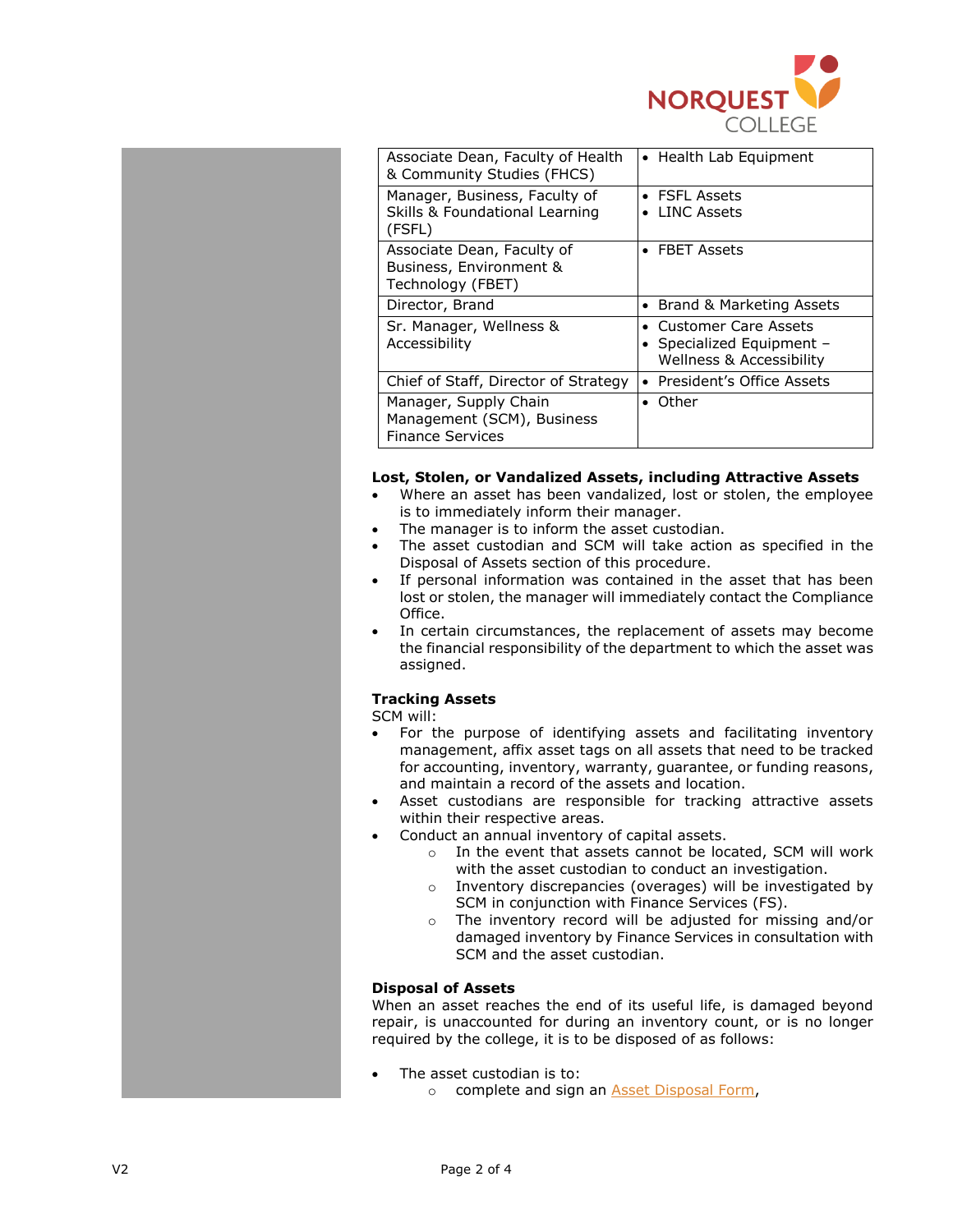| Associate Dean, Faculty of Health & Community Studies (FHCS) | • Health Lab Equipment |
|---|---|
| Manager, Business, Faculty of Skills & Foundational Learning (FSFL) | • FSFL Assets<br>• LINC Assets |
| Associate Dean, Faculty of Business, Environment & Technology (FBET) | • FBET Assets |
| Director, Brand | • Brand & Marketing Assets |
| Sr. Manager, Wellness & Accessibility | • Customer Care Assets<br>• Specialized Equipment – Wellness & Accessibility |
| Chief of Staff, Director of Strategy | • President's Office Assets |
| Manager, Supply Chain Management (SCM), Business Finance Services | • Other |

**Lost, Stolen, or Vandalized Assets, including Attractive Assets**

- Where an asset has been vandalized, lost or stolen, the employee is to immediately inform their manager.
- The manager is to inform the asset custodian.
- The asset custodian and SCM will take action as specified in the Disposal of Assets section of this procedure.
- If personal information was contained in the asset that has been lost or stolen, the manager will immediately contact the Compliance Office.
- In certain circumstances, the replacement of assets may become the financial responsibility of the department to which the asset was assigned.

**Tracking Assets**

SCM will:

- For the purpose of identifying assets and facilitating inventory management, affix asset tags on all assets that need to be tracked for accounting, inventory, warranty, guarantee, or funding reasons, and maintain a record of the assets and location.
- Asset custodians are responsible for tracking attractive assets within their respective areas.
- Conduct an annual inventory of capital assets.
  - In the event that assets cannot be located, SCM will work with the asset custodian to conduct an investigation.
  - Inventory discrepancies (overages) will be investigated by SCM in conjunction with Finance Services (FS).
  - The inventory record will be adjusted for missing and/or damaged inventory by Finance Services in consultation with SCM and the asset custodian.

**Disposal of Assets**

When an asset reaches the end of its useful life, is damaged beyond repair, is unaccounted for during an inventory count, or is no longer required by the college, it is to be disposed of as follows:

- The asset custodian is to:
  - complete and sign an Asset Disposal Form,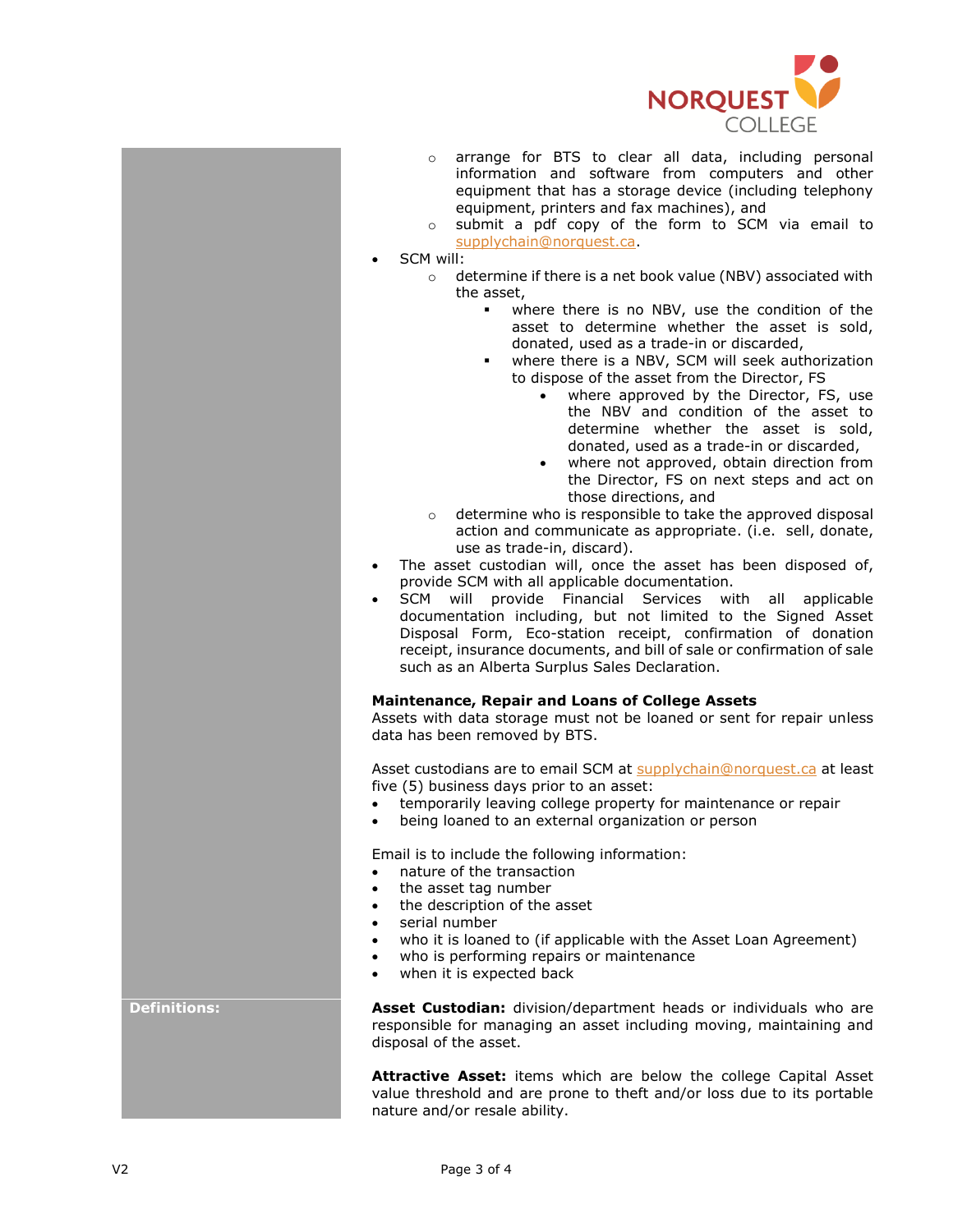- arrange for BTS to clear all data, including personal information and software from computers and other equipment that has a storage device (including telephony equipment, printers and fax machines), and
   - submit a pdf copy of the form to SCM via email to supplychain@norquest.ca.
- SCM will:
   - determine if there is a net book value (NBV) associated with the asset,
     - where there is no NBV, use the condition of the asset to determine whether the asset is sold, donated, used as a trade-in or discarded,
     - where there is a NBV, SCM will seek authorization to dispose of the asset from the Director, FS
       - where approved by the Director, FS, use the NBV and condition of the asset to determine whether the asset is sold, donated, used as a trade-in or discarded,
       - where not approved, obtain direction from the Director, FS on next steps and act on those directions, and
   - determine who is responsible to take the approved disposal action and communicate as appropriate. (i.e. sell, donate, use as trade-in, discard).
- The asset custodian will, once the asset has been disposed of, provide SCM with all applicable documentation.
- SCM will provide Financial Services with all applicable documentation including, but not limited to the Signed Asset Disposal Form, Eco-station receipt, confirmation of donation receipt, insurance documents, and bill of sale or confirmation of sale such as an Alberta Surplus Sales Declaration.

**Maintenance, Repair and Loans of College Assets**

Assets with data storage must not be loaned or sent for repair unless data has been removed by BTS.

Asset custodians are to email SCM at supplychain@norquest.ca at least five (5) business days prior to an asset:

- temporarily leaving college property for maintenance or repair
- being loaned to an external organization or person

Email is to include the following information:

- nature of the transaction
- the asset tag number
- the description of the asset
- serial number
- who it is loaned to (if applicable with the Asset Loan Agreement)
- who is performing repairs or maintenance
- when it is expected back

**Definitions:**

**Asset Custodian:** division/department heads or individuals who are responsible for managing an asset including moving, maintaining and disposal of the asset.

**Attractive Asset:** items which are below the college Capital Asset value threshold and are prone to theft and/or loss due to its portable nature and/or resale ability.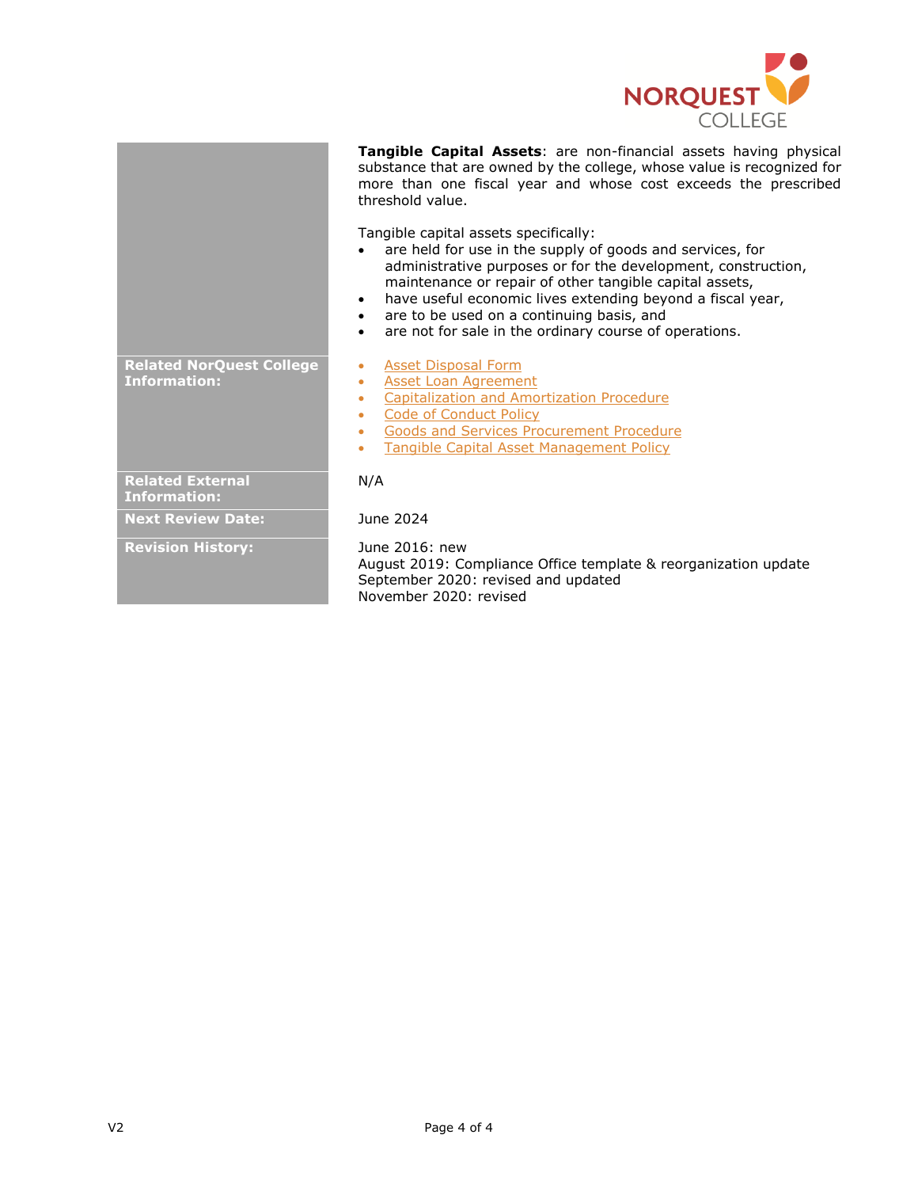| | |
|---|---|
| | **Tangible Capital Assets**: are non-financial assets having physical substance that are owned by the college, whose value is recognized for more than one fiscal year and whose cost exceeds the prescribed threshold value.<br><br>Tangible capital assets specifically:<br>• are held for use in the supply of goods and services, for administrative purposes or for the development, construction, maintenance or repair of other tangible capital assets,<br>• have useful economic lives extending beyond a fiscal year,<br>• are to be used on a continuing basis, and<br>• are not for sale in the ordinary course of operations. |
| **Related NorQuest College Information:** | • Asset Disposal Form<br>• Asset Loan Agreement<br>• Capitalization and Amortization Procedure<br>• Code of Conduct Policy<br>• Goods and Services Procurement Procedure<br>• Tangible Capital Asset Management Policy |
| **Related External Information:** | N/A |
| **Next Review Date:** | June 2024 |
| **Revision History:** | June 2016: new<br>August 2019: Compliance Office template & reorganization update<br>September 2020: revised and updated<br>November 2020: revised |